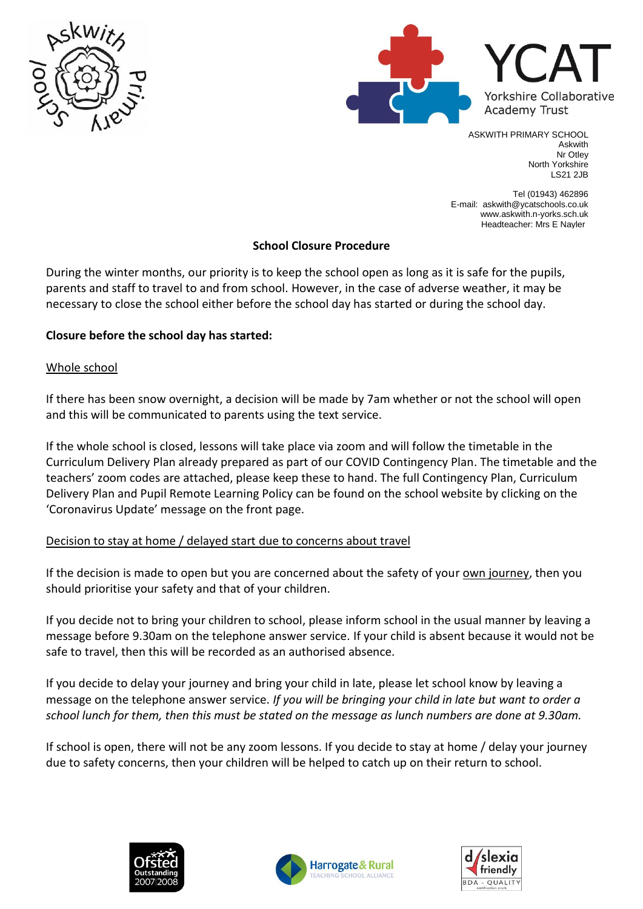ASKWITH PRIMARY SCHOOL
Askwith
Nr Otley
North Yorkshire
LS21 2JB

Tel (01943) 462896
E-mail: askwith@ycatschools.co.uk
www.askwith.n-yorks.sch.uk
Headteacher: Mrs E Nayler

## School Closure Procedure

During the winter months, our priority is to keep the school open as long as it is safe for the pupils, parents and staff to travel to and from school. However, in the case of adverse weather, it may be necessary to close the school either before the school day has started or during the school day.

### Closure before the school day has started:

<u>Whole school</u>

If there has been snow overnight, a decision will be made by 7am whether or not the school will open and this will be communicated to parents using the text service.

If the whole school is closed, lessons will take place via zoom and will follow the timetable in the Curriculum Delivery Plan already prepared as part of our COVID Contingency Plan. The timetable and the teachers' zoom codes are attached, please keep these to hand. The full Contingency Plan, Curriculum Delivery Plan and Pupil Remote Learning Policy can be found on the school website by clicking on the 'Coronavirus Update' message on the front page.

<u>Decision to stay at home / delayed start due to concerns about travel</u>

If the decision is made to open but you are concerned about the safety of your <u>own journey</u>, then you should prioritise your safety and that of your children.

If you decide not to bring your children to school, please inform school in the usual manner by leaving a message before 9.30am on the telephone answer service. If your child is absent because it would not be safe to travel, then this will be recorded as an authorised absence.

If you decide to delay your journey and bring your child in late, please let school know by leaving a message on the telephone answer service. *If you will be bringing your child in late but want to order a school lunch for them, then this must be stated on the message as lunch numbers are done at 9.30am.*

If school is open, there will not be any zoom lessons. If you decide to stay at home / delay your journey due to safety concerns, then your children will be helped to catch up on their return to school.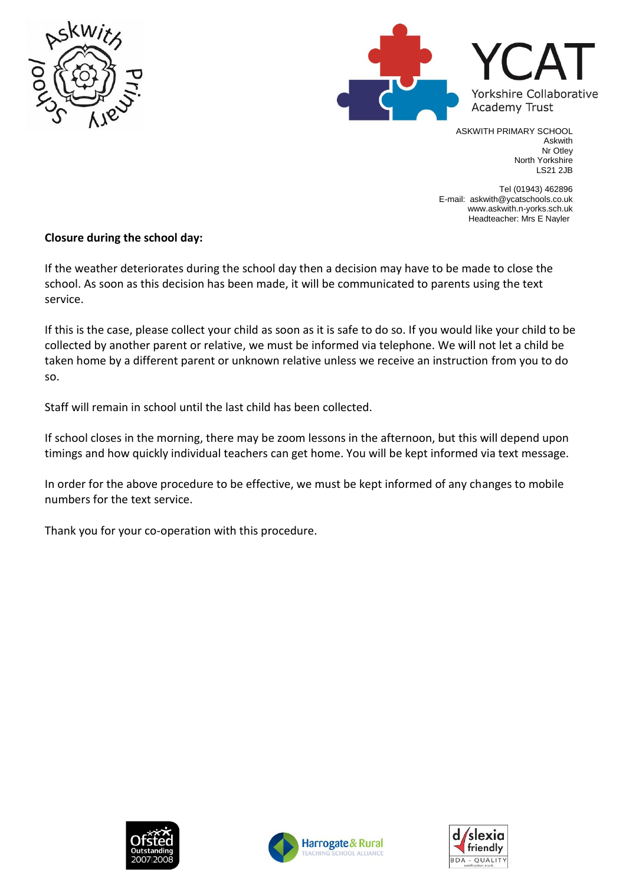ASKWITH PRIMARY SCHOOL
Askwith
Nr Otley
North Yorkshire
LS21 2JB

Tel (01943) 462896
E-mail: askwith@ycatschools.co.uk
www.askwith.n-yorks.sch.uk
Headteacher: Mrs E Nayler

**Closure during the school day:**

If the weather deteriorates during the school day then a decision may have to be made to close the school. As soon as this decision has been made, it will be communicated to parents using the text service.

If this is the case, please collect your child as soon as it is safe to do so. If you would like your child to be collected by another parent or relative, we must be informed via telephone. We will not let a child be taken home by a different parent or unknown relative unless we receive an instruction from you to do so.

Staff will remain in school until the last child has been collected.

If school closes in the morning, there may be zoom lessons in the afternoon, but this will depend upon timings and how quickly individual teachers can get home. You will be kept informed via text message.

In order for the above procedure to be effective, we must be kept informed of any changes to mobile numbers for the text service.

Thank you for your co-operation with this procedure.